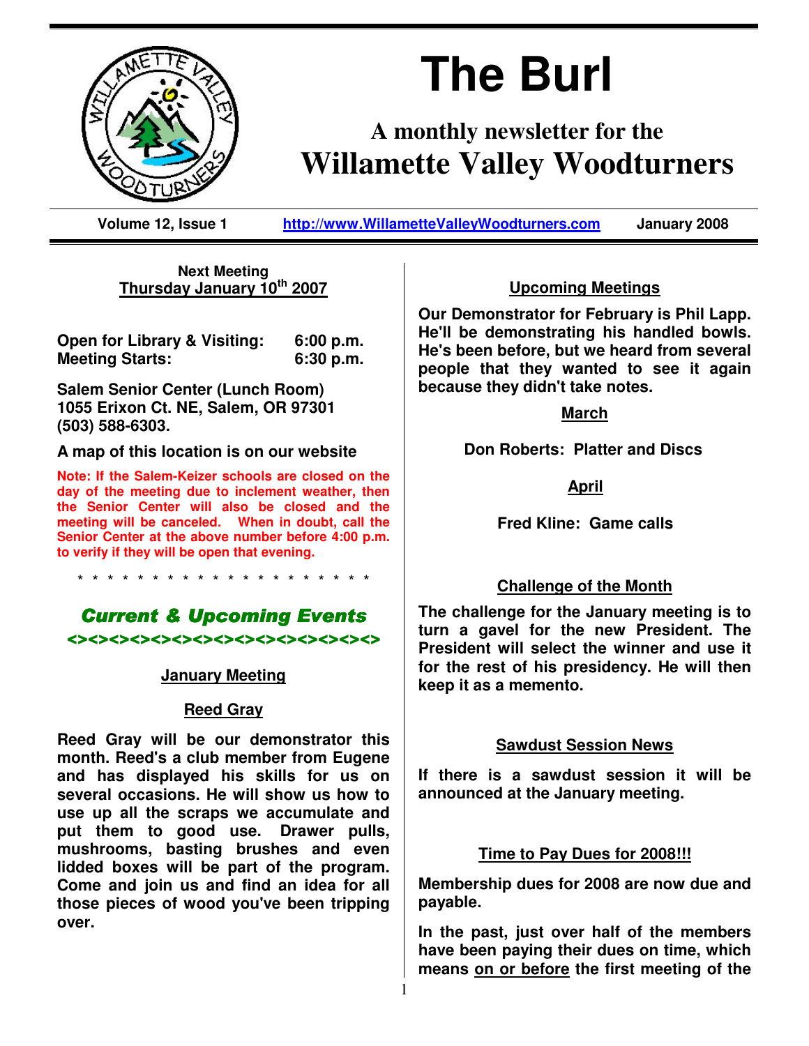# The Burl

## A monthly newsletter for the
## Willamette Valley Woodturners

**Volume 12, Issue 1** | **http://www.WillametteValleyWoodturners.com** | **January 2008**

**Next Meeting**
**Thursday January 10th 2007**

| | |
|---|---|
| **Open for Library & Visiting:** | **6:00 p.m.** |
| **Meeting Starts:** | **6:30 p.m.** |

**Salem Senior Center (Lunch Room)**
**1055 Erixon Ct. NE, Salem, OR 97301**
**(503) 588-6303.**

**A map of this location is on our website**

**Note: If the Salem-Keizer schools are closed on the day of the meeting due to inclement weather, then the Senior Center will also be closed and the meeting will be canceled. When in doubt, call the Senior Center at the above number before 4:00 p.m. to verify if they will be open that evening.**

* * * * * * * * * * * * * * * * * * * * * *

## *Current & Upcoming Events*

<><><><><><><><><><><><><><><><><><><><><><>

### January Meeting

### Reed Gray

**Reed Gray will be our demonstrator this month. Reed's a club member from Eugene and has displayed his skills for us on several occasions. He will show us how to use up all the scraps we accumulate and put them to good use. Drawer pulls, mushrooms, basting brushes and even lidded boxes will be part of the program. Come and join us and find an idea for all those pieces of wood you've been tripping over.**

### Upcoming Meetings

**Our Demonstrator for February is Phil Lapp. He'll be demonstrating his handled bowls. He's been before, but we heard from several people that they wanted to see it again because they didn't take notes.**

### March

**Don Roberts: Platter and Discs**

### April

**Fred Kline: Game calls**

### Challenge of the Month

**The challenge for the January meeting is to turn a gavel for the new President. The President will select the winner and use it for the rest of his presidency. He will then keep it as a memento.**

### Sawdust Session News

**If there is a sawdust session it will be announced at the January meeting.**

### Time to Pay Dues for 2008!!!

**Membership dues for 2008 are now due and payable.**

**In the past, just over half of the members have been paying their dues on time, which means on or before the first meeting of the**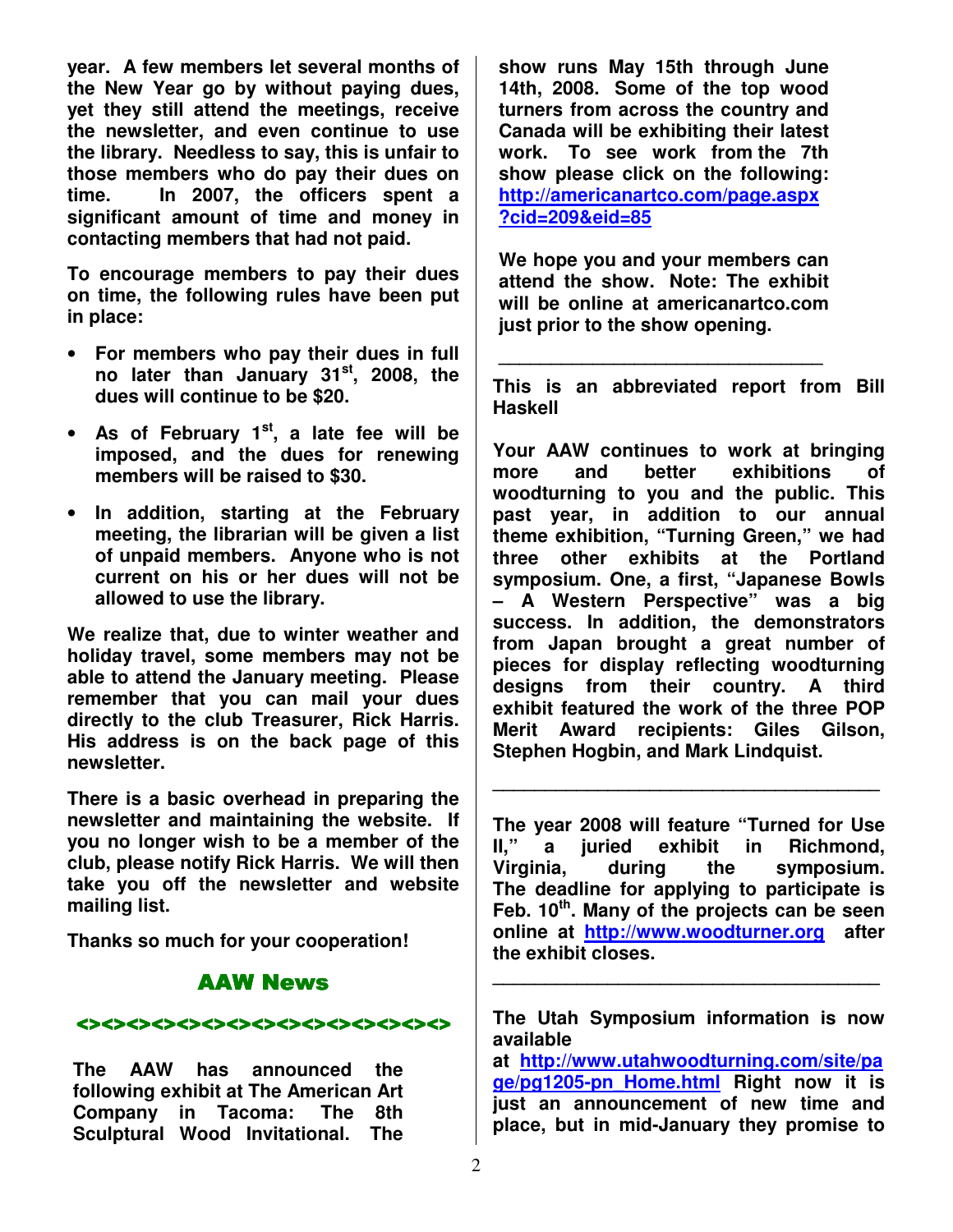**year. A few members let several months of the New Year go by without paying dues, yet they still attend the meetings, receive the newsletter, and even continue to use the library. Needless to say, this is unfair to those members who do pay their dues on time. In 2007, the officers spent a significant amount of time and money in contacting members that had not paid.**

**To encourage members to pay their dues on time, the following rules have been put in place:**

- **For members who pay their dues in full no later than January 31st, 2008, the dues will continue to be $20.**
- **As of February 1st, a late fee will be imposed, and the dues for renewing members will be raised to $30.**
- **In addition, starting at the February meeting, the librarian will be given a list of unpaid members. Anyone who is not current on his or her dues will not be allowed to use the library.**

**We realize that, due to winter weather and holiday travel, some members may not be able to attend the January meeting. Please remember that you can mail your dues directly to the club Treasurer, Rick Harris. His address is on the back page of this newsletter.**

**There is a basic overhead in preparing the newsletter and maintaining the website. If you no longer wish to be a member of the club, please notify Rick Harris. We will then take you off the newsletter and website mailing list.**

**Thanks so much for your cooperation!**

## AAW News

<><><><><><><><><><><><><><><><><><><><>

**The AAW has announced the following exhibit at The American Art Company in Tacoma: The 8th Sculptural Wood Invitational. The show runs May 15th through June 14th, 2008. Some of the top wood turners from across the country and Canada will be exhibiting their latest work. To see work from the 7th show please click on the following: http://americanartco.com/page.aspx?cid=209&eid=85**

**We hope you and your members can attend the show. Note: The exhibit will be online at americanartco.com just prior to the show opening.**

---

**This is an abbreviated report from Bill Haskell**

**Your AAW continues to work at bringing more and better exhibitions of woodturning to you and the public. This past year, in addition to our annual theme exhibition, "Turning Green," we had three other exhibits at the Portland symposium. One, a first, "Japanese Bowls – A Western Perspective" was a big success. In addition, the demonstrators from Japan brought a great number of pieces for display reflecting woodturning designs from their country. A third exhibit featured the work of the three POP Merit Award recipients: Giles Gilson, Stephen Hogbin, and Mark Lindquist.**

---

**The year 2008 will feature "Turned for Use II," a juried exhibit in Richmond, Virginia, during the symposium. The deadline for applying to participate is Feb. 10th. Many of the projects can be seen online at http://www.woodturner.org after the exhibit closes.**

---

**The Utah Symposium information is now available at http://www.utahwoodturning.com/site/page/pg1205-pn_Home.html Right now it is just an announcement of new time and place, but in mid-January they promise to**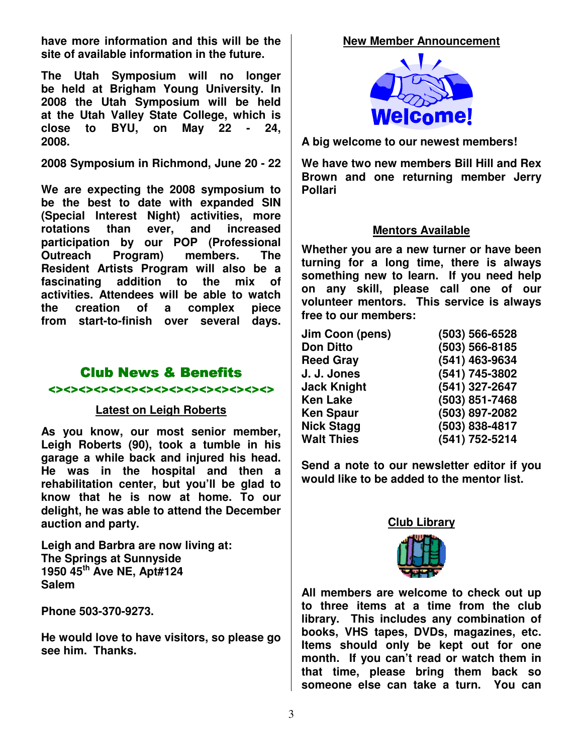**have more information and this will be the site of available information in the future.**

**The Utah Symposium will no longer be held at Brigham Young University. In 2008 the Utah Symposium will be held at the Utah Valley State College, which is close to BYU, on May 22 - 24, 2008.**

**2008 Symposium in Richmond, June 20 - 22**

**We are expecting the 2008 symposium to be the best to date with expanded SIN (Special Interest Night) activities, more rotations than ever, and increased participation by our POP (Professional Outreach Program) members. The Resident Artists Program will also be a fascinating addition to the mix of activities. Attendees will be able to watch the creation of a complex piece from start-to-finish over several days.**

## Club News & Benefits

<><><><><><><><><><><><><><><><><><><><><><>

### Latest on Leigh Roberts

**As you know, our most senior member, Leigh Roberts (90), took a tumble in his garage a while back and injured his head. He was in the hospital and then a rehabilitation center, but you'll be glad to know that he is now at home. To our delight, he was able to attend the December auction and party.**

**Leigh and Barbra are now living at:**
**The Springs at Sunnyside**
**1950 45th Ave NE, Apt#124**
**Salem**

**Phone 503-370-9273.**

**He would love to have visitors, so please go see him. Thanks.**

### New Member Announcement

**A big welcome to our newest members!**

**We have two new members Bill Hill and Rex Brown and one returning member Jerry Pollari**

### Mentors Available

**Whether you are a new turner or have been turning for a long time, there is always something new to learn. If you need help on any skill, please call one of our volunteer mentors. This service is always free to our members:**

| Name | Phone |
|---|---|
| Jim Coon (pens) | (503) 566-6528 |
| Don Ditto | (503) 566-8185 |
| Reed Gray | (541) 463-9634 |
| J. J. Jones | (541) 745-3802 |
| Jack Knight | (541) 327-2647 |
| Ken Lake | (503) 851-7468 |
| Ken Spaur | (503) 897-2082 |
| Nick Stagg | (503) 838-4817 |
| Walt Thies | (541) 752-5214 |

**Send a note to our newsletter editor if you would like to be added to the mentor list.**

### Club Library

**All members are welcome to check out up to three items at a time from the club library. This includes any combination of books, VHS tapes, DVDs, magazines, etc. Items should only be kept out for one month. If you can't read or watch them in that time, please bring them back so someone else can take a turn. You can**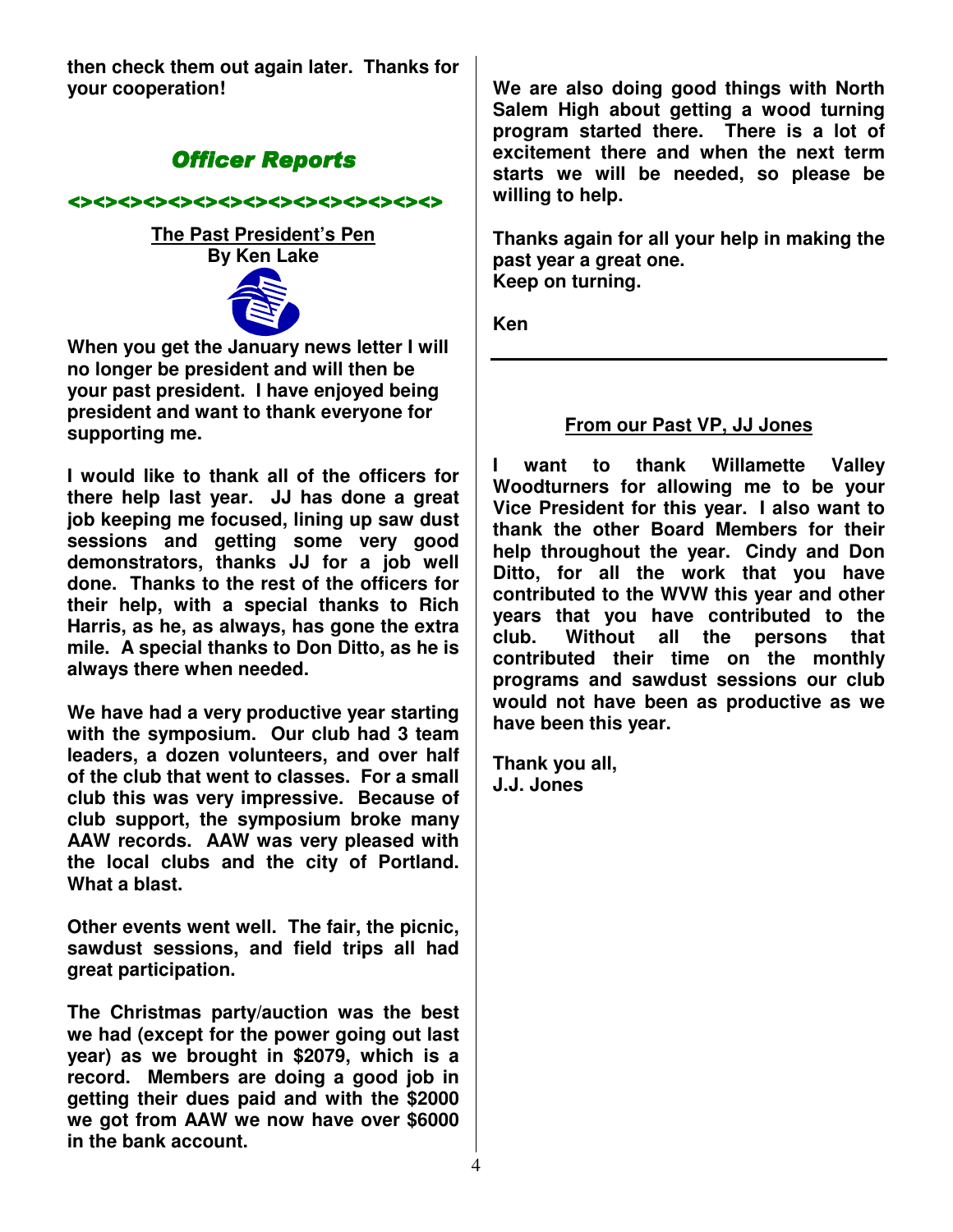then check them out again later. Thanks for your cooperation!

## *Officer Reports*

<><><><><><><><><><><><><><><><><><><><><>

### The Past President's Pen
**By Ken Lake**

When you get the January news letter I will no longer be president and will then be your past president. I have enjoyed being president and want to thank everyone for supporting me.

I would like to thank all of the officers for there help last year. JJ has done a great job keeping me focused, lining up saw dust sessions and getting some very good demonstrators, thanks JJ for a job well done. Thanks to the rest of the officers for their help, with a special thanks to Rich Harris, as he, as always, has gone the extra mile. A special thanks to Don Ditto, as he is always there when needed.

We have had a very productive year starting with the symposium. Our club had 3 team leaders, a dozen volunteers, and over half of the club that went to classes. For a small club this was very impressive. Because of club support, the symposium broke many AAW records. AAW was very pleased with the local clubs and the city of Portland. What a blast.

Other events went well. The fair, the picnic, sawdust sessions, and field trips all had great participation.

The Christmas party/auction was the best we had (except for the power going out last year) as we brought in $2079, which is a record. Members are doing a good job in getting their dues paid and with the $2000 we got from AAW we now have over $6000 in the bank account.

We are also doing good things with North Salem High about getting a wood turning program started there. There is a lot of excitement there and when the next term starts we will be needed, so please be willing to help.

Thanks again for all your help in making the past year a great one.
Keep on turning.

Ken

---

### From our Past VP, JJ Jones

I want to thank Willamette Valley Woodturners for allowing me to be your Vice President for this year. I also want to thank the other Board Members for their help throughout the year. Cindy and Don Ditto, for all the work that you have contributed to the WVW this year and other years that you have contributed to the club. Without all the persons that contributed their time on the monthly programs and sawdust sessions our club would not have been as productive as we have been this year.

Thank you all,
J.J. Jones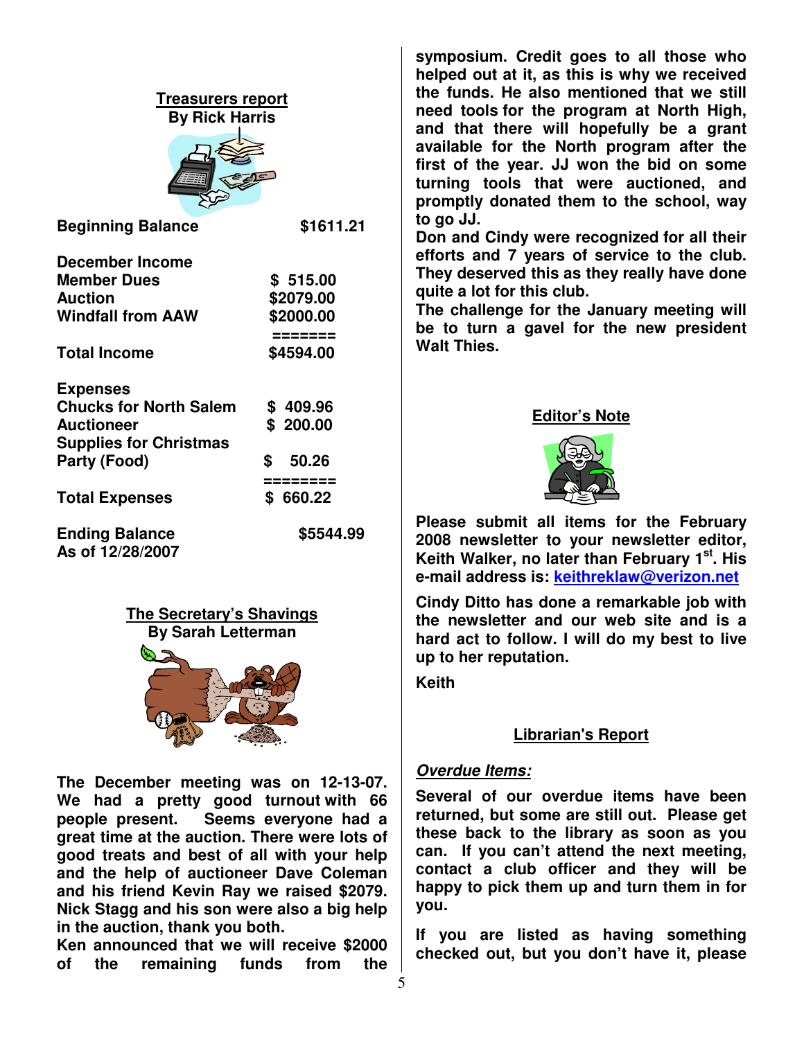## Treasurers report

**By Rick Harris**

| | |
|---|---|
| **Beginning Balance** | **$1611.21** |
| | |
| **December Income** | |
| **Member Dues** | **$ 515.00** |
| **Auction** | **$2079.00** |
| **Windfall from AAW** | **$2000.00** |
| | **=======** |
| **Total Income** | **$4594.00** |
| | |
| **Expenses** | |
| **Chucks for North Salem** | **$ 409.96** |
| **Auctioneer** | **$ 200.00** |
| **Supplies for Christmas Party (Food)** | **$ 50.26** |
| | **========** |
| **Total Expenses** | **$ 660.22** |
| | |
| **Ending Balance As of 12/28/2007** | **$5544.99** |

## The Secretary's Shavings

**By Sarah Letterman**

**The December meeting was on 12-13-07. We had a pretty good turnout with 66 people present. Seems everyone had a great time at the auction. There were lots of good treats and best of all with your help and the help of auctioneer Dave Coleman and his friend Kevin Ray we raised $2079. Nick Stagg and his son were also a big help in the auction, thank you both.**

**Ken announced that we will receive $2000 of the remaining funds from the symposium. Credit goes to all those who helped out at it, as this is why we received the funds. He also mentioned that we still need tools for the program at North High, and that there will hopefully be a grant available for the North program after the first of the year. JJ won the bid on some turning tools that were auctioned, and promptly donated them to the school, way to go JJ.**

**Don and Cindy were recognized for all their efforts and 7 years of service to the club. They deserved this as they really have done quite a lot for this club.**

**The challenge for the January meeting will be to turn a gavel for the new president Walt Thies.**

## Editor's Note

**Please submit all items for the February 2008 newsletter to your newsletter editor, Keith Walker, no later than February 1st. His e-mail address is: keithreklaw@verizon.net**

**Cindy Ditto has done a remarkable job with the newsletter and our web site and is a hard act to follow. I will do my best to live up to her reputation.**

**Keith**

## Librarian's Report

***Overdue Items:***

**Several of our overdue items have been returned, but some are still out. Please get these back to the library as soon as you can. If you can't attend the next meeting, contact a club officer and they will be happy to pick them up and turn them in for you.**

**If you are listed as having something checked out, but you don't have it, please**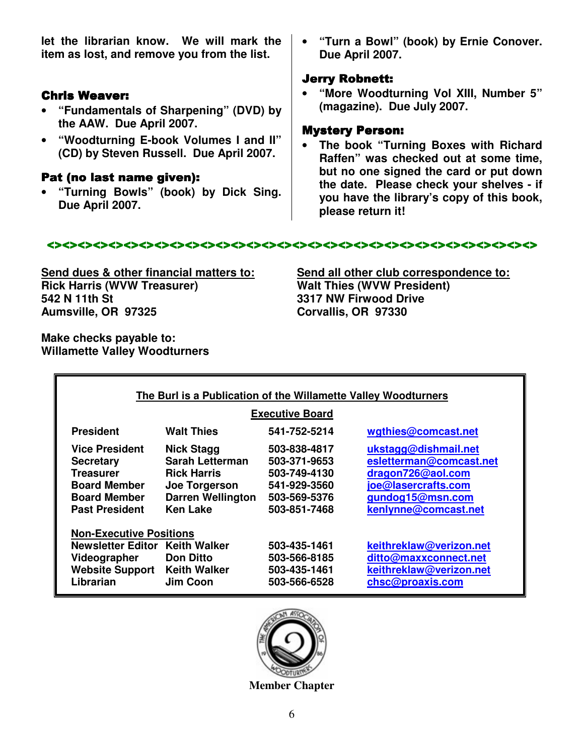**let the librarian know. We will mark the item as lost, and remove you from the list.**

### Chris Weaver:

- **"Fundamentals of Sharpening" (DVD) by the AAW. Due April 2007.**
- **"Woodturning E-book Volumes I and II" (CD) by Steven Russell. Due April 2007.**

### Pat (no last name given):

- **"Turning Bowls" (book) by Dick Sing. Due April 2007.**
- **"Turn a Bowl" (book) by Ernie Conover. Due April 2007.**

### Jerry Robnett:

- **"More Woodturning Vol XIII, Number 5" (magazine). Due July 2007.**

### Mystery Person:

- **The book "Turning Boxes with Richard Raffen" was checked out at some time, but no one signed the card or put down the date. Please check your shelves - if you have the library's copy of this book, please return it!**

<><><><><><><><><><><><><><><><><><><><><><><><><><><><><><><><><><><><><><><><><><>

**Send dues & other financial matters to:**
**Rick Harris (WVW Treasurer)**
**542 N 11th St**
**Aumsville, OR 97325**

**Make checks payable to:**
**Willamette Valley Woodturners**

**Send all other club correspondence to:**
**Walt Thies (WVW President)**
**3317 NW Firwood Drive**
**Corvallis, OR 97330**

**The Burl is a Publication of the Willamette Valley Woodturners**

**Executive Board**

| | | | |
|---|---|---|---|
| President | Walt Thies | 541-752-5214 | wgthies@comcast.net |
| Vice President | Nick Stagg | 503-838-4817 | ukstagg@dishmail.net |
| Secretary | Sarah Letterman | 503-371-9653 | esletterman@comcast.net |
| Treasurer | Rick Harris | 503-749-4130 | dragon726@aol.com |
| Board Member | Joe Torgerson | 541-929-3560 | joe@lasercrafts.com |
| Board Member | Darren Wellington | 503-569-5376 | gundog15@msn.com |
| Past President | Ken Lake | 503-851-7468 | kenlynne@comcast.net |

**Non-Executive Positions**

| | | | |
|---|---|---|---|
| Newsletter Editor | Keith Walker | 503-435-1461 | keithreklaw@verizon.net |
| Videographer | Don Ditto | 503-566-8185 | ditto@maxxconnect.net |
| Website Support | Keith Walker | 503-435-1461 | keithreklaw@verizon.net |
| Librarian | Jim Coon | 503-566-6528 | chsc@proaxis.com |

The American Association of Woodturners 1986

**Member Chapter**